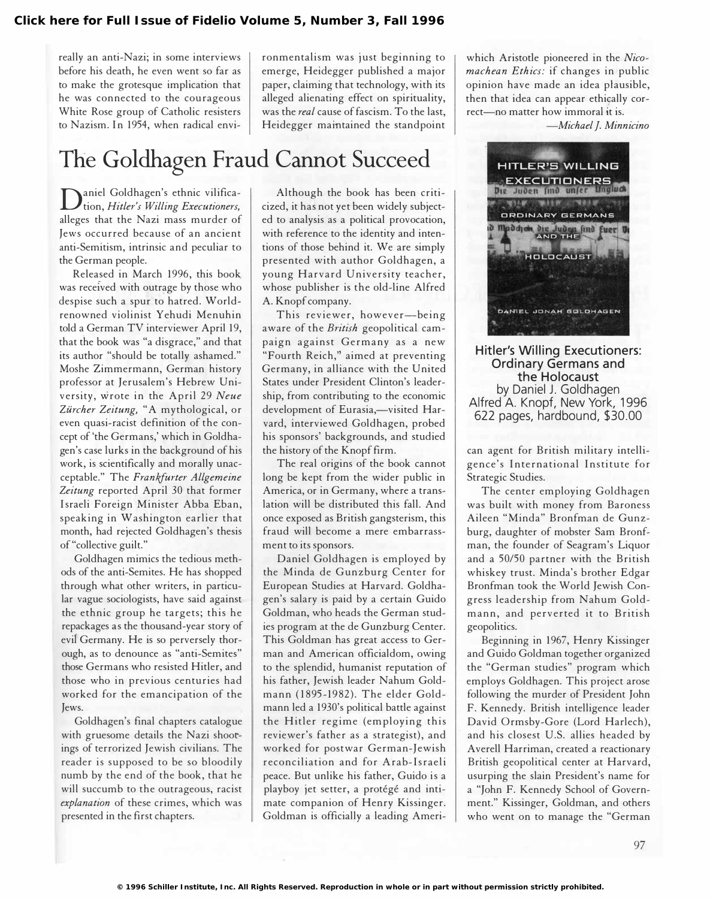really an anti-Nazi; in some interviews before his death, he even went so far as to make the grotesque implication that he was connected to the courageous White Rose group of Catholic resisters to Nazism. In 1954, when radical environmentalism was just beginning to emerge, Heidegger published a major paper, claiming that technology, with its alleged alienating effect on spirituality, was the *real* cause of fascism. To the last, Heidegger maintained the standpoint which Aristotle pioneered in the *Nicomachean Ethics:* if changes in public opinion have made an idea plausible, then that idea can appear ethically correct—no matter how immoral it is.

—*Michael J. Minnicino*

# The Goldhagen Fraud Cannot Succeed

Daniel Goldhagen's ethnic vilification, *Hitler's Willing Executioners,* alleges that the Nazi mass murder of Jews occurred because of an ancient anti-Semitism, intrinsic and peculiar to the German people.

Released in March 1996, this book was received with outrage by those who despise such a spur to hatred. World-renowned violinist Yehudi Menuhin told a German TV interviewer April 19, that the book was "a disgrace," and that its author "should be totally ashamed." Moshe Zimmermann, German history professor at Jerusalem's Hebrew University, wrote in the April 29 *Neue Zürcher Zeitung,* "A mythological, or even quasi-racist definition of the concept of 'the Germans,' which in Goldhagen's case lurks in the background of his work, is scientifically and morally unacceptable." The *Frankfurter Allgemeine Zeitung* reported April 30 that former Israeli Foreign Minister Abba Eban, speaking in Washington earlier that month, had rejected Goldhagen's thesis of "collective guilt."

Goldhagen mimics the tedious methods of the anti-Semites. He has shopped through what other writers, in particular vague sociologists, have said against the ethnic group he targets; this he repackages as the thousand-year story of evil Germany. He is so perversely thorough, as to denounce as "anti-Semites" those Germans who resisted Hitler, and those who in previous centuries had worked for the emancipation of the Jews.

Goldhagen's final chapters catalogue with gruesome details the Nazi shootings of terrorized Jewish civilians. The reader is supposed to be so bloodily numb by the end of the book, that he will succumb to the outrageous, racist *explanation* of these crimes, which was presented in the first chapters.

Although the book has been criticized, it has not yet been widely subjected to analysis as a political provocation, with reference to the identity and intentions of those behind it. We are simply presented with author Goldhagen, a young Harvard University teacher, whose publisher is the old-line Alfred A. Knopf company.

This reviewer, however—being aware of the *British* geopolitical campaign against Germany as a new "Fourth Reich," aimed at preventing Germany, in alliance with the United States under President Clinton's leadership, from contributing to the economic development of Eurasia,—visited Harvard, interviewed Goldhagen, probed his sponsors' backgrounds, and studied the history of the Knopf firm.

The real origins of the book cannot long be kept from the wider public in America, or in Germany, where a translation will be distributed this fall. And once exposed as British gangsterism, this fraud will become a mere embarrassment to its sponsors.

Daniel Goldhagen is employed by the Minda de Gunzburg Center for European Studies at Harvard. Goldhagen's salary is paid by a certain Guido Goldman, who heads the German studies program at the de Gunzburg Center. This Goldman has great access to German and American officialdom, owing to the splendid, humanist reputation of his father, Jewish leader Nahum Goldmann (1895-1982). The elder Goldmann led a 1930's political battle against the Hitler regime (employing this reviewer's father as a strategist), and worked for postwar German-Jewish reconciliation and for Arab-Israeli peace. But unlike his father, Guido is a playboy jet setter, a protégé and intimate companion of Henry Kissinger. Goldman is officially a leading American agent for British military intelligence's International Institute for Strategic Studies.

**Hitler's Willing Executioners: Ordinary Germans and the Holocaust**
by Daniel J. Goldhagen
Alfred A. Knopf, New York, 1996
622 pages, hardbound, $30.00

The center employing Goldhagen was built with money from Baroness Aileen "Minda" Bronfman de Gunzburg, daughter of mobster Sam Bronfman, the founder of Seagram's Liquor and a 50/50 partner with the British whiskey trust. Minda's brother Edgar Bronfman took the World Jewish Congress leadership from Nahum Goldmann, and perverted it to British geopolitics.

Beginning in 1967, Henry Kissinger and Guido Goldman together organized the "German studies" program which employs Goldhagen. This project arose following the murder of President John F. Kennedy. British intelligence leader David Ormsby-Gore (Lord Harlech), and his closest U.S. allies headed by Averell Harriman, created a reactionary British geopolitical center at Harvard, usurping the slain President's name for a "John F. Kennedy School of Government." Kissinger, Goldman, and others who went on to manage the "German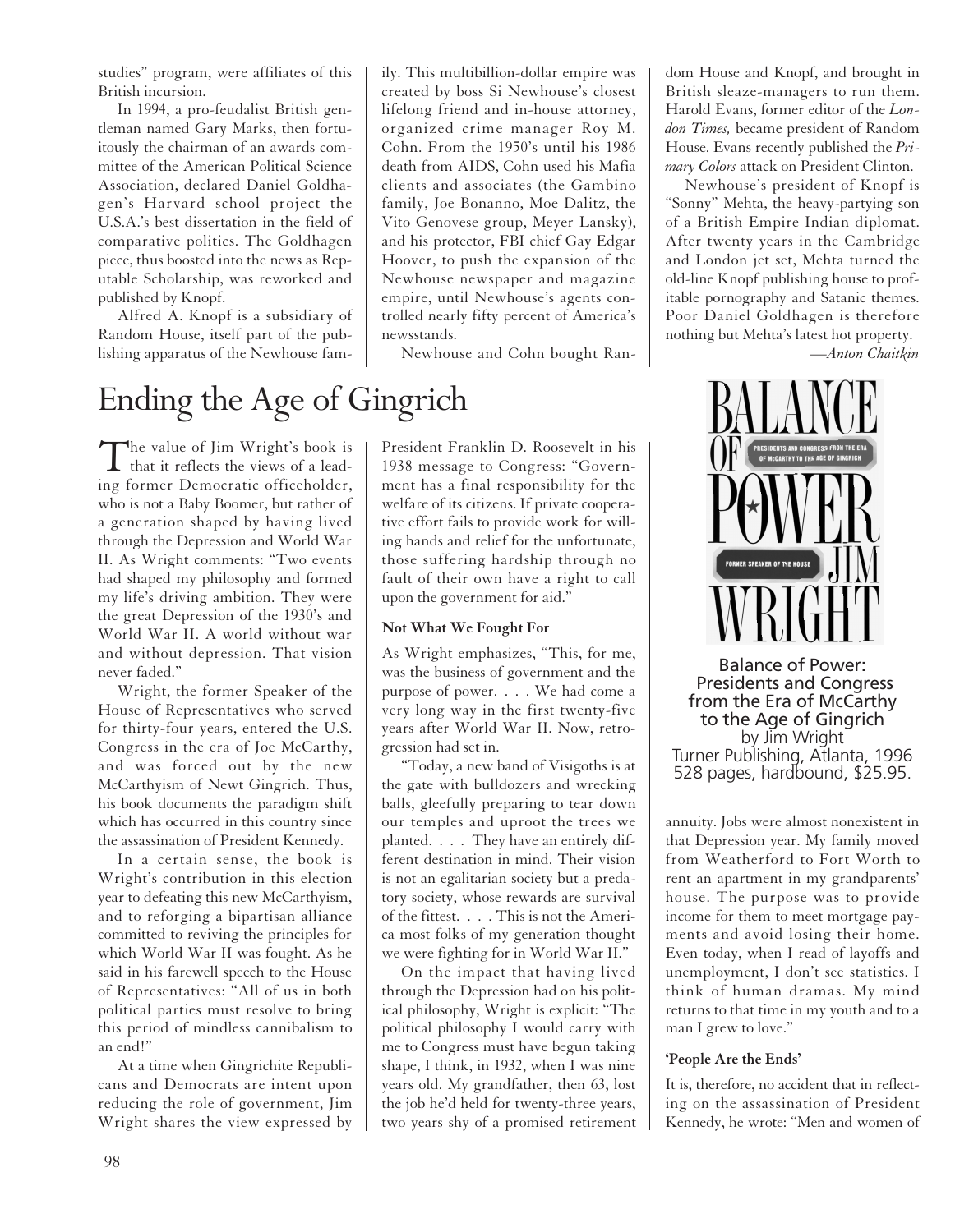studies" program, were affiliates of this British incursion.

In 1994, a pro-feudalist British gentleman named Gary Marks, then fortuitously the chairman of an awards committee of the American Political Science Association, declared Daniel Goldhagen's Harvard school project the U.S.A.'s best dissertation in the field of comparative politics. The Goldhagen piece, thus boosted into the news as Reputable Scholarship, was reworked and published by Knopf.

Alfred A. Knopf is a subsidiary of Random House, itself part of the publishing apparatus of the Newhouse family. This multibillion-dollar empire was created by boss Si Newhouse's closest lifelong friend and in-house attorney, organized crime manager Roy M. Cohn. From the 1950's until his 1986 death from AIDS, Cohn used his Mafia clients and associates (the Gambino family, Joe Bonanno, Moe Dalitz, the Vito Genovese group, Meyer Lansky), and his protector, FBI chief Gay Edgar Hoover, to push the expansion of the Newhouse newspaper and magazine empire, until Newhouse's agents controlled nearly fifty percent of America's newsstands.

Newhouse and Cohn bought Random House and Knopf, and brought in British sleaze-managers to run them. Harold Evans, former editor of the *London Times,* became president of Random House. Evans recently published the *Primary Colors* attack on President Clinton.

Newhouse's president of Knopf is "Sonny" Mehta, the heavy-partying son of a British Empire Indian diplomat. After twenty years in the Cambridge and London jet set, Mehta turned the old-line Knopf publishing house to profitable pornography and Satanic themes. Poor Daniel Goldhagen is therefore nothing but Mehta's latest hot property.

*—Anton Chaitkin*

# Ending the Age of Gingrich

The value of Jim Wright's book is that it reflects the views of a leading former Democratic officeholder, who is not a Baby Boomer, but rather of a generation shaped by having lived through the Depression and World War II. As Wright comments: "Two events had shaped my philosophy and formed my life's driving ambition. They were the great Depression of the 1930's and World War II. A world without war and without depression. That vision never faded."

Wright, the former Speaker of the House of Representatives who served for thirty-four years, entered the U.S. Congress in the era of Joe McCarthy, and was forced out by the new McCarthyism of Newt Gingrich. Thus, his book documents the paradigm shift which has occurred in this country since the assassination of President Kennedy.

In a certain sense, the book is Wright's contribution in this election year to defeating this new McCarthyism, and to reforging a bipartisan alliance committed to reviving the principles for which World War II was fought. As he said in his farewell speech to the House of Representatives: "All of us in both political parties must resolve to bring this period of mindless cannibalism to an end!"

At a time when Gingrichite Republicans and Democrats are intent upon reducing the role of government, Jim Wright shares the view expressed by President Franklin D. Roosevelt in his 1938 message to Congress: "Government has a final responsibility for the welfare of its citizens. If private cooperative effort fails to provide work for willing hands and relief for the unfortunate, those suffering hardship through no fault of their own have a right to call upon the government for aid."

### Not What We Fought For

As Wright emphasizes, "This, for me, was the business of government and the purpose of power. . . . We had come a very long way in the first twenty-five years after World War II. Now, retrogression had set in.

"Today, a new band of Visigoths is at the gate with bulldozers and wrecking balls, gleefully preparing to tear down our temples and uproot the trees we planted. . . . They have an entirely different destination in mind. Their vision is not an egalitarian society but a predatory society, whose rewards are survival of the fittest. . . . This is not the America most folks of my generation thought we were fighting for in World War II."

On the impact that having lived through the Depression had on his political philosophy, Wright is explicit: "The political philosophy I would carry with me to Congress must have begun taking shape, I think, in 1932, when I was nine years old. My grandfather, then 63, lost the job he'd held for twenty-three years, two years shy of a promised retirement annuity. Jobs were almost nonexistent in that Depression year. My family moved from Weatherford to Fort Worth to rent an apartment in my grandparents' house. The purpose was to provide income for them to meet mortgage payments and avoid losing their home. Even today, when I read of layoffs and unemployment, I don't see statistics. I think of human dramas. My mind returns to that time in my youth and to a man I grew to love."

BALANCE OF POWER
PRESIDENTS AND CONGRESS FROM THE ERA OF McCARTHY TO THE AGE OF GINGRICH
FORMER SPEAKER OF THE HOUSE
JIM WRIGHT

Balance of Power: Presidents and Congress from the Era of McCarthy to the Age of Gingrich
by Jim Wright
Turner Publishing, Atlanta, 1996
528 pages, hardbound, $25.95.

### 'People Are the Ends'

It is, therefore, no accident that in reflecting on the assassination of President Kennedy, he wrote: "Men and women of